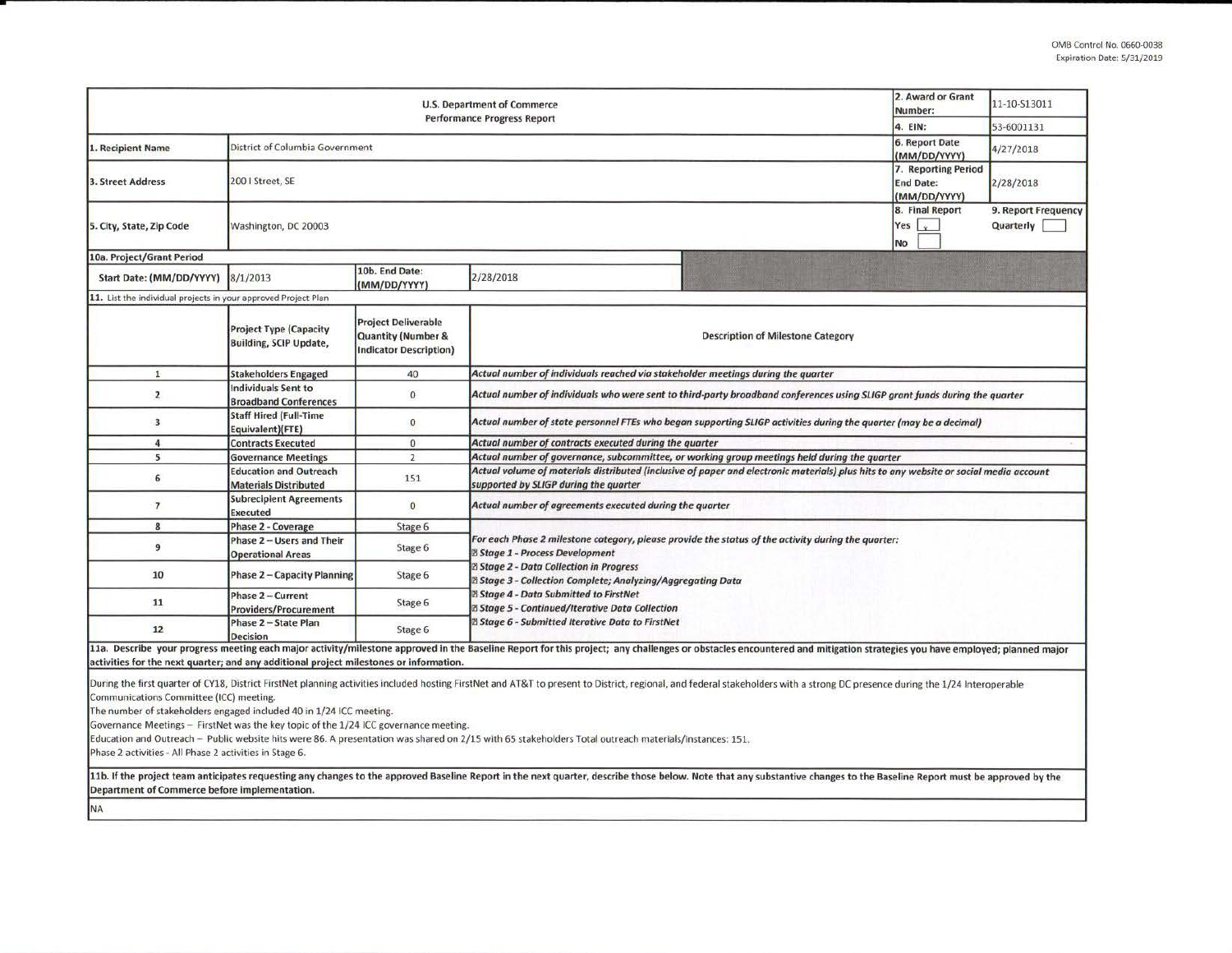OMB Control No. 0660-0038
Expiration Date: 5/31/2019

| U.S. Department of Commerce<br>Performance Progress Report | | | | 2. Award or Grant Number: | 11-10-S13011 |
|---|---|---|---|---|---|
| | | | | 4. EIN: | 53-6001131 |
| 1. Recipient Name | District of Columbia Government | | | 6. Report Date (MM/DD/YYYY) | 4/27/2018 |
| 3. Street Address | 200 I Street, SE | | | 7. Reporting Period End Date: (MM/DD/YYYY) | 2/28/2018 |
| 5. City, State, Zip Code | Washington, DC 20003 | | | 8. Final Report<br>Yes [x]<br>No [ ] | 9. Report Frequency<br>Quarterly [ ] |
| 10a. Project/Grant Period | | | | | |
| Start Date: (MM/DD/YYYY) | 8/1/2013 | 10b. End Date: (MM/DD/YYYY) | 2/28/2018 | | |

11. List the individual projects in your approved Project Plan

| | Project Type (Capacity Building, SCIP Update, | Project Deliverable Quantity (Number & Indicator Description) | Description of Milestone Category |
|---|---|---|---|
| 1 | Stakeholders Engaged | 40 | *Actual number of individuals reached via stakeholder meetings during the quarter* |
| 2 | Individuals Sent to Broadband Conferences | 0 | *Actual number of individuals who were sent to third-party broadband conferences using SLIGP grant funds during the quarter* |
| 3 | Staff Hired (Full-Time Equivalent)(FTE) | 0 | *Actual number of state personnel FTEs who began supporting SLIGP activities during the quarter (may be a decimal)* |
| 4 | Contracts Executed | 0 | *Actual number of contracts executed during the quarter* |
| 5 | Governance Meetings | 2 | *Actual number of governance, subcommittee, or working group meetings held during the quarter* |
| 6 | Education and Outreach Materials Distributed | 151 | *Actual volume of materials distributed (inclusive of paper and electronic materials) plus hits to any website or social media account supported by SLIGP during the quarter* |
| 7 | Subrecipient Agreements Executed | 0 | *Actual number of agreements executed during the quarter* |
| 8 | Phase 2 - Coverage | Stage 6 | *For each Phase 2 milestone category, please provide the status of the activity during the quarter:*<br>*Stage 1 - Process Development*<br>*Stage 2 - Data Collection in Progress*<br>*Stage 3 - Collection Complete; Analyzing/Aggregating Data*<br>*Stage 4 - Data Submitted to FirstNet*<br>*Stage 5 - Continued/Iterative Data Collection*<br>*Stage 6 - Submitted Iterative Data to FirstNet* |
| 9 | Phase 2 – Users and Their Operational Areas | Stage 6 | |
| 10 | Phase 2 – Capacity Planning | Stage 6 | |
| 11 | Phase 2 – Current Providers/Procurement | Stage 6 | |
| 12 | Phase 2 – State Plan Decision | Stage 6 | |

**11a. Describe your progress meeting each major activity/milestone approved in the Baseline Report for this project; any challenges or obstacles encountered and mitigation strategies you have employed; planned major activities for the next quarter; and any additional project milestones or information.**

During the first quarter of CY18, District FirstNet planning activities included hosting FirstNet and AT&T to present to District, regional, and federal stakeholders with a strong DC presence during the 1/24 Interoperable Communications Committee (ICC) meeting.
The number of stakeholders engaged included 40 in 1/24 ICC meeting.
Governance Meetings – FirstNet was the key topic of the 1/24 ICC governance meeting.
Education and Outreach – Public website hits were 86. A presentation was shared on 2/15 with 65 stakeholders Total outreach materials/instances: 151.
Phase 2 activities - All Phase 2 activities in Stage 6.

**11b. If the project team anticipates requesting any changes to the approved Baseline Report in the next quarter, describe those below. Note that any substantive changes to the Baseline Report must be approved by the Department of Commerce before implementation.**

NA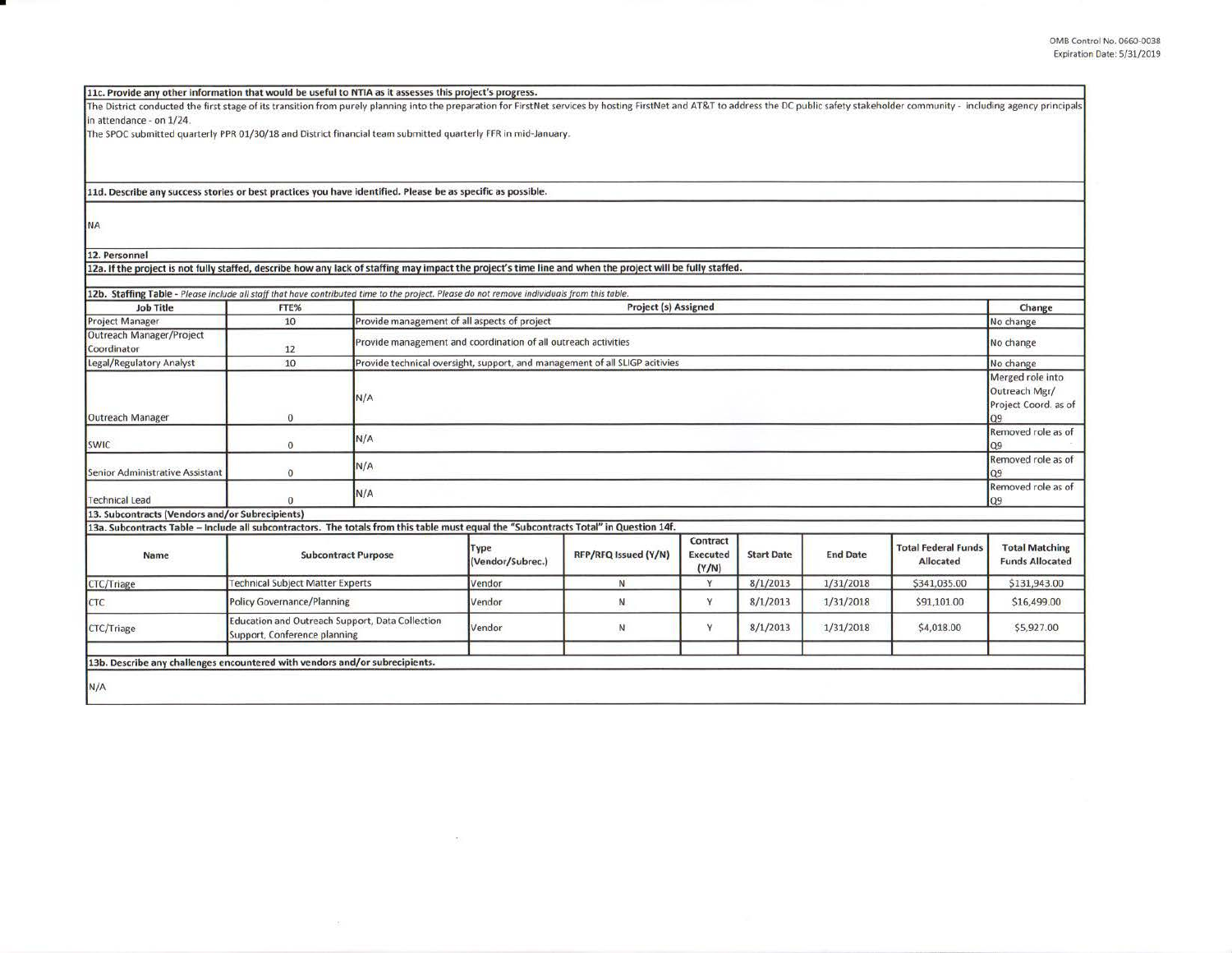**11c. Provide any other information that would be useful to NTIA as it assesses this project's progress.**

The District conducted the first stage of its transition from purely planning into the preparation for FirstNet services by hosting FirstNet and AT&T to address the DC public safety stakeholder community - including agency principals in attendance - on 1/24.

The SPOC submitted quarterly PPR 01/30/18 and District financial team submitted quarterly FFR in mid-January.

**11d. Describe any success stories or best practices you have identified. Please be as specific as possible.**

NA

**12. Personnel**

**12a. If the project is not fully staffed, describe how any lack of staffing may impact the project's time line and when the project will be fully staffed.**

**12b. Staffing Table** - *Please include all staff that have contributed time to the project. Please do not remove individuals from this table.*

| Job Title | FTE% | Project (s) Assigned | Change |
|---|---|---|---|
| Project Manager | 10 | Provide management of all aspects of project | No change |
| Outreach Manager/Project Coordinator | 12 | Provide management and coordination of all outreach activities | No change |
| Legal/Regulatory Analyst | 10 | Provide technical oversight, support, and management of all SLIGP acitivies | No change |
| Outreach Manager | 0 | N/A | Merged role into Outreach Mgr/ Project Coord. as of Q9 |
| SWIC | 0 | N/A | Removed role as of Q9 |
| Senior Administrative Assistant | 0 | N/A | Removed role as of Q9 |
| Technical Lead | 0 | N/A | Removed role as of Q9 |

**13. Subcontracts (Vendors and/or Subrecipients)**

**13a. Subcontracts Table – Include all subcontractors. The totals from this table must equal the "Subcontracts Total" in Question 14f.**

| Name | Subcontract Purpose | Type (Vendor/Subrec.) | RFP/RFQ Issued (Y/N) | Contract Executed (Y/N) | Start Date | End Date | Total Federal Funds Allocated | Total Matching Funds Allocated |
|---|---|---|---|---|---|---|---|---|
| CTC/Triage | Technical Subject Matter Experts | Vendor | N | Y | 8/1/2013 | 1/31/2018 | $341,035.00 | $131,943.00 |
| CTC | Policy Governance/Planning | Vendor | N | Y | 8/1/2013 | 1/31/2018 | $91,101.00 | $16,499.00 |
| CTC/Triage | Education and Outreach Support, Data Collection Support, Conference planning | Vendor | N | Y | 8/1/2013 | 1/31/2018 | $4,018.00 | $5,927.00 |
| | | | | | | | | |

**13b. Describe any challenges encountered with vendors and/or subrecipients.**

N/A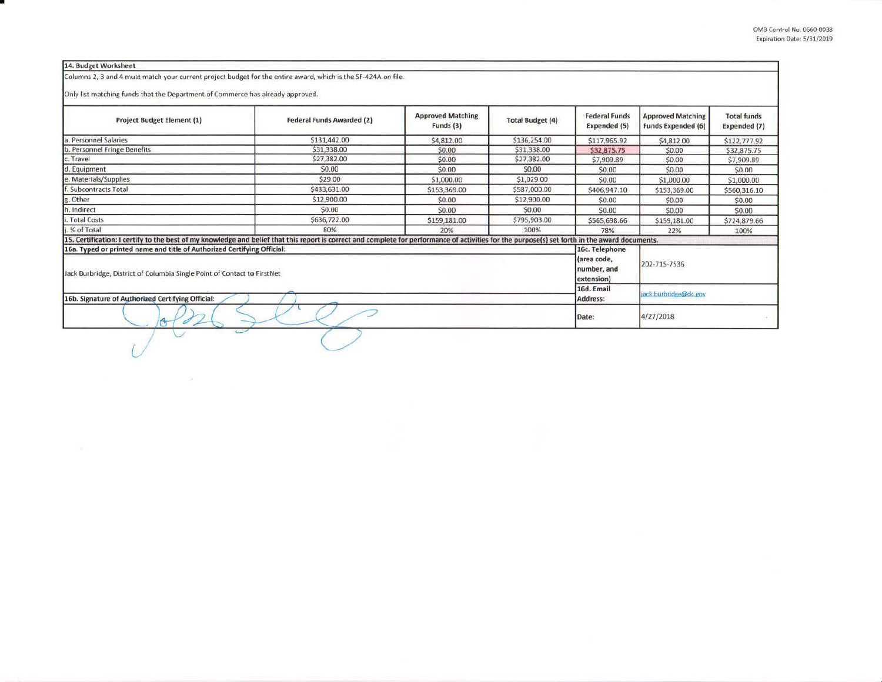OMB Control No. 0660-0038
Expiration Date: 5/31/2019

**14. Budget Worksheet**

Columns 2, 3 and 4 must match your current project budget for the entire award, which is the SF-424A on file.

Only list matching funds that the Department of Commerce has already approved.

| Project Budget Element (1) | Federal Funds Awarded (2) | Approved Matching Funds (3) | Total Budget (4) | Federal Funds Expended (5) | Approved Matching Funds Expended (6) | Total funds Expended (7) |
|---|---|---|---|---|---|---|
| a. Personnel Salaries | $131,442.00 | $4,812.00 | $136,254.00 | $117,965.92 | $4,812.00 | $122,777.92 |
| b. Personnel Fringe Benefits | $31,338.00 | $0.00 | $31,338.00 | $32,875.75 | $0.00 | $32,875.75 |
| c. Travel | $27,382.00 | $0.00 | $27,382.00 | $7,909.89 | $0.00 | $7,909.89 |
| d. Equipment | $0.00 | $0.00 | $0.00 | $0.00 | $0.00 | $0.00 |
| e. Materials/Supplies | $29.00 | $1,000.00 | $1,029.00 | $0.00 | $1,000.00 | $1,000.00 |
| f. Subcontracts Total | $433,631.00 | $153,369.00 | $587,000.00 | $406,947.10 | $153,369.00 | $560,316.10 |
| g. Other | $12,900.00 | $0.00 | $12,900.00 | $0.00 | $0.00 | $0.00 |
| h. Indirect | $0.00 | $0.00 | $0.00 | $0.00 | $0.00 | $0.00 |
| i. Total Costs | $636,722.00 | $159,181.00 | $795,903.00 | $565,698.66 | $159,181.00 | $724,879.66 |
| j. % of Total | 80% | 20% | 100% | 78% | 22% | 100% |

**15. Certification: I certify to the best of my knowledge and belief that this report is correct and complete for performance of activities for the purpose(s) set forth in the award documents.**

| | |
|---|---|
| **16a. Typed or printed name and title of Authorized Certifying Official:** Jack Burbridge, District of Columbia Single Point of Contact to FirstNet | **16c. Telephone (area code, number, and extension)** 202-715-7536 |
| **16b. Signature of Authorized Certifying Official:** | **16d. Email Address:** jack.burbridge@dc.gov |
| | **Date:** 4/27/2018 |